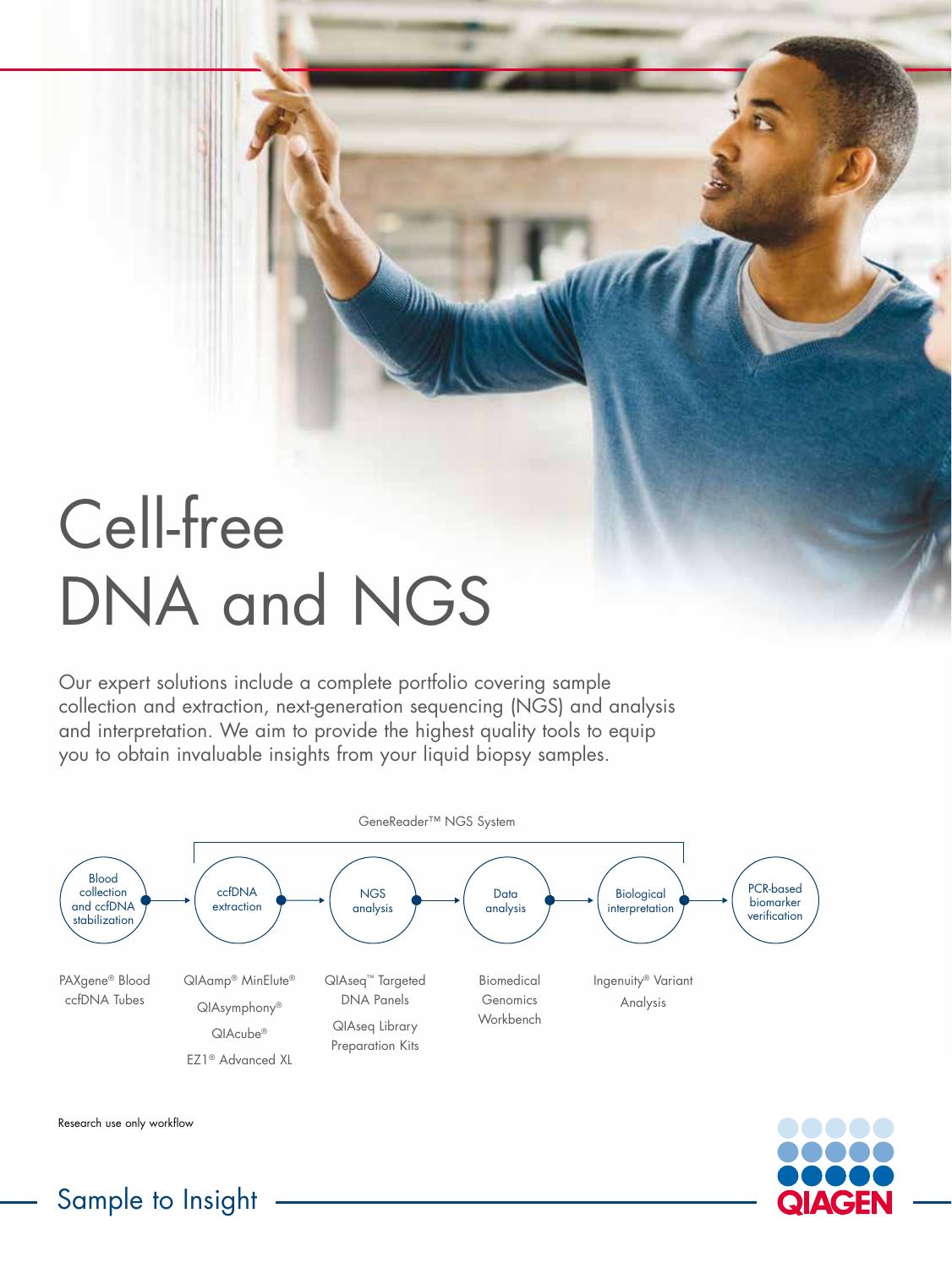# Cell-free DNA and NGS

Our expert solutions include a complete portfolio covering sample collection and extraction, next-generation sequencing (NGS) and analysis and interpretation. We aim to provide the highest quality tools to equip you to obtain invaluable insights from your liquid biopsy samples.

GeneReader™ NGS System

Blood collection and ccfDNA stabilization → ccfDNA extraction → NGS analysis → Data analysis → Biological interpretation → PCR-based biomarker verification

- **Blood collection and ccfDNA stabilization:** PAXgene® Blood ccfDNA Tubes
- **ccfDNA extraction:** QIAamp® MinElute®, QIAsymphony®, QIAcube®, EZ1® Advanced XL
- **NGS analysis:** QIAseq™ Targeted DNA Panels, QIAseq Library Preparation Kits
- **Data analysis:** Biomedical Genomics Workbench
- **Biological interpretation:** Ingenuity® Variant Analysis
- **PCR-based biomarker verification**

Research use only workflow

Sample to Insight

QIAGEN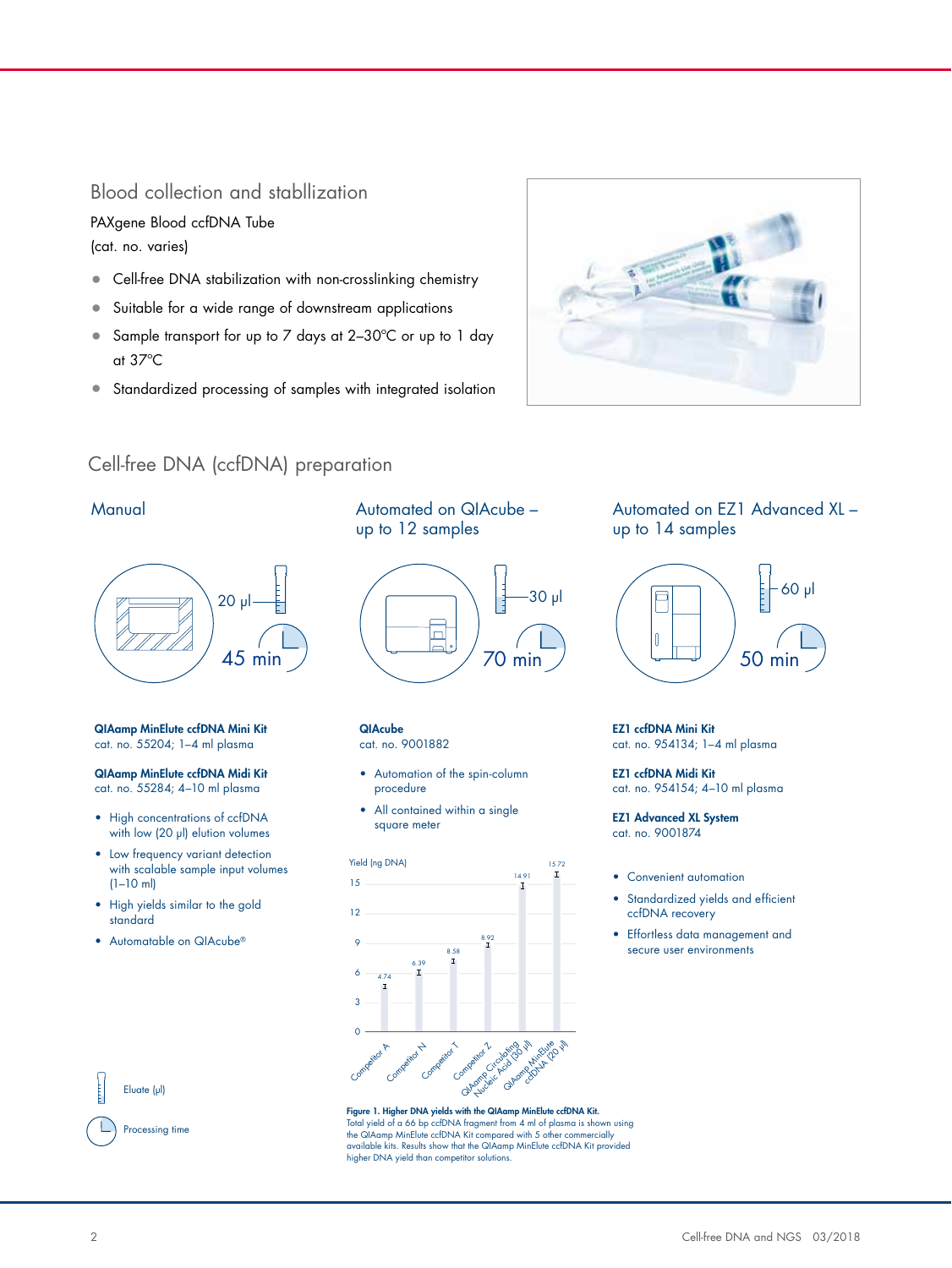## Blood collection and stabllization

PAXgene Blood ccfDNA Tube
(cat. no. varies)

- Cell-free DNA stabilization with non-crosslinking chemistry
- Suitable for a wide range of downstream applications
- Sample transport for up to 7 days at 2–30°C or up to 1 day at 37°C
- Standardized processing of samples with integrated isolation

## Cell-free DNA (ccfDNA) preparation

### Manual

20 µl
45 min

**QIAamp MinElute ccfDNA Mini Kit**
cat. no. 55204; 1–4 ml plasma

**QIAamp MinElute ccfDNA Midi Kit**
cat. no. 55284; 4–10 ml plasma

- High concentrations of ccfDNA with low (20 µl) elution volumes
- Low frequency variant detection with scalable sample input volumes (1–10 ml)
- High yields similar to the gold standard
- Automatable on QIAcube®

### Automated on QIAcube – up to 12 samples

30 µl
70 min

**QIAcube**
cat. no. 9001882

- Automation of the spin-column procedure
- All contained within a single square meter

Yield (ng DNA)
15
12
9
6
3
0
4.74
6.39
8.58
8.92
14.91
15.72
Competitor A
Competitor N
Competitor T
Competitor Z
QIAamp Circulating Nucleic Acid (30 µl)
QIAamp MinElute ccfDNA (20 µl)

**Figure 1. Higher DNA yields with the QIAamp MinElute ccfDNA Kit.** Total yield of a 66 bp ccfDNA fragment from 4 ml of plasma is shown using the QIAamp MinElute ccfDNA Kit compared with 5 other commercially available kits. Results show that the QIAamp MinElute ccfDNA Kit provided higher DNA yield than competitor solutions.

### Automated on EZ1 Advanced XL – up to 14 samples

60 µl
50 min

**EZ1 ccfDNA Mini Kit**
cat. no. 954134; 1–4 ml plasma

**EZ1 ccfDNA Midi Kit**
cat. no. 954154; 4–10 ml plasma

**EZ1 Advanced XL System**
cat. no. 9001874

- Convenient automation
- Standardized yields and efficient ccfDNA recovery
- Effortless data management and secure user environments

Eluate (µl)

Processing time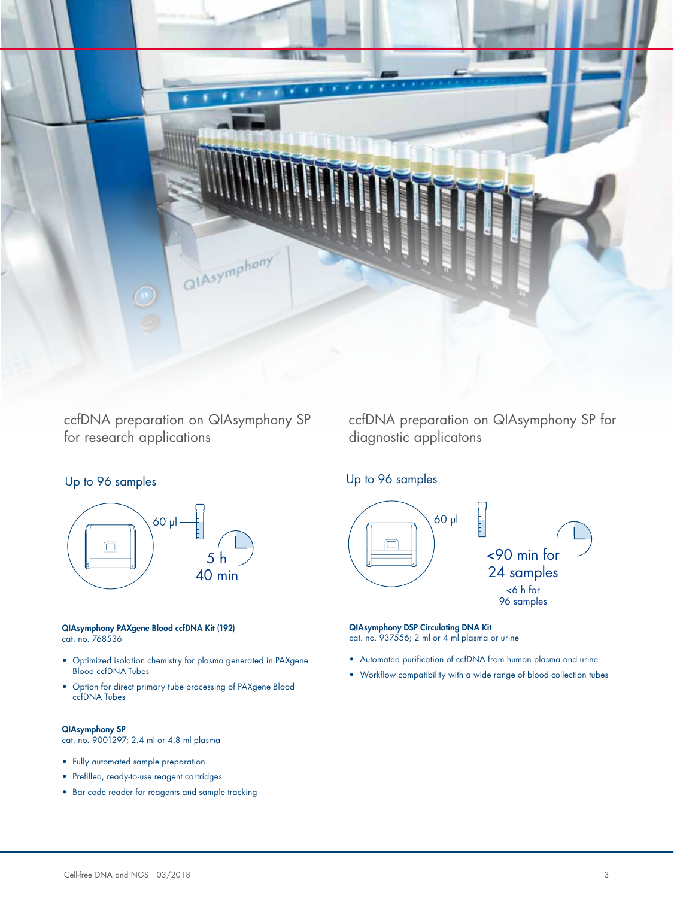## ccfDNA preparation on QIAsymphony SP for research applications

Up to 96 samples

60 µl

5 h 40 min

**QIAsymphony PAXgene Blood ccfDNA Kit (192)**
cat. no. 768536

- Optimized isolation chemistry for plasma generated in PAXgene Blood ccfDNA Tubes
- Option for direct primary tube processing of PAXgene Blood ccfDNA Tubes

**QIAsymphony SP**
cat. no. 9001297; 2.4 ml or 4.8 ml plasma

- Fully automated sample preparation
- Prefilled, ready-to-use reagent cartridges
- Bar code reader for reagents and sample tracking

## ccfDNA preparation on QIAsymphony SP for diagnostic applicatons

Up to 96 samples

60 µl

<90 min for 24 samples

<6 h for 96 samples

**QIAsymphony DSP Circulating DNA Kit**
cat. no. 937556; 2 ml or 4 ml plasma or urine

- Automated purification of ccfDNA from human plasma and urine
- Workflow compatibility with a wide range of blood collection tubes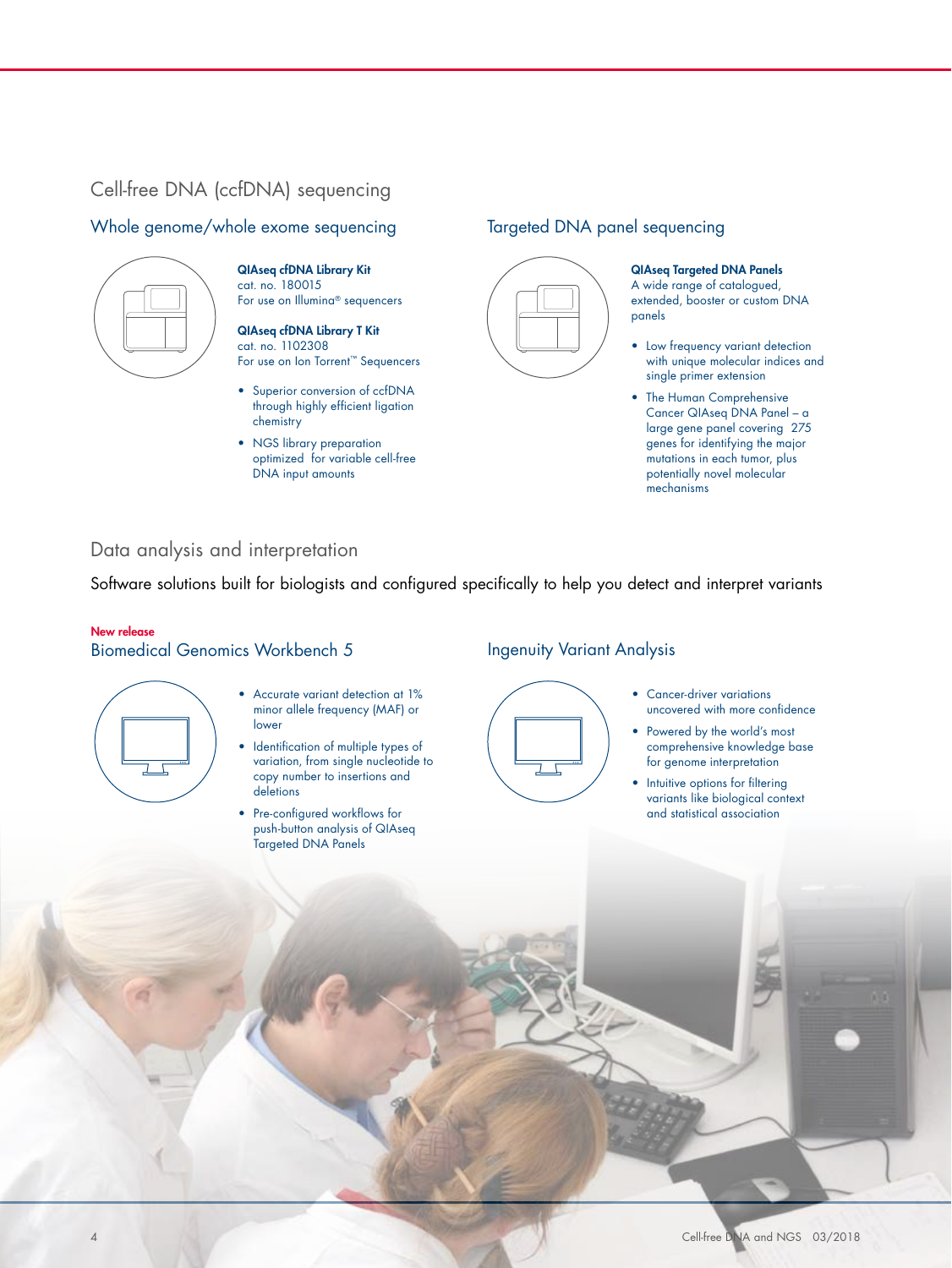## Cell-free DNA (ccfDNA) sequencing

### Whole genome/whole exome sequencing

**QIAseq cfDNA Library Kit**
cat. no. 180015
For use on Illumina® sequencers

**QIAseq cfDNA Library T Kit**
cat. no. 1102308
For use on Ion Torrent™ Sequencers

- Superior conversion of ccfDNA through highly efficient ligation chemistry
- NGS library preparation optimized for variable cell-free DNA input amounts

### Targeted DNA panel sequencing

**QIAseq Targeted DNA Panels**
A wide range of catalogued, extended, booster or custom DNA panels

- Low frequency variant detection with unique molecular indices and single primer extension
- The Human Comprehensive Cancer QIAseq DNA Panel – a large gene panel covering 275 genes for identifying the major mutations in each tumor, plus potentially novel molecular mechanisms

## Data analysis and interpretation

Software solutions built for biologists and configured specifically to help you detect and interpret variants

**New release**

### Biomedical Genomics Workbench 5

- Accurate variant detection at 1% minor allele frequency (MAF) or lower
- Identification of multiple types of variation, from single nucleotide to copy number to insertions and deletions
- Pre-configured workflows for push-button analysis of QIAseq Targeted DNA Panels

### Ingenuity Variant Analysis

- Cancer-driver variations uncovered with more confidence
- Powered by the world's most comprehensive knowledge base for genome interpretation
- Intuitive options for filtering variants like biological context and statistical association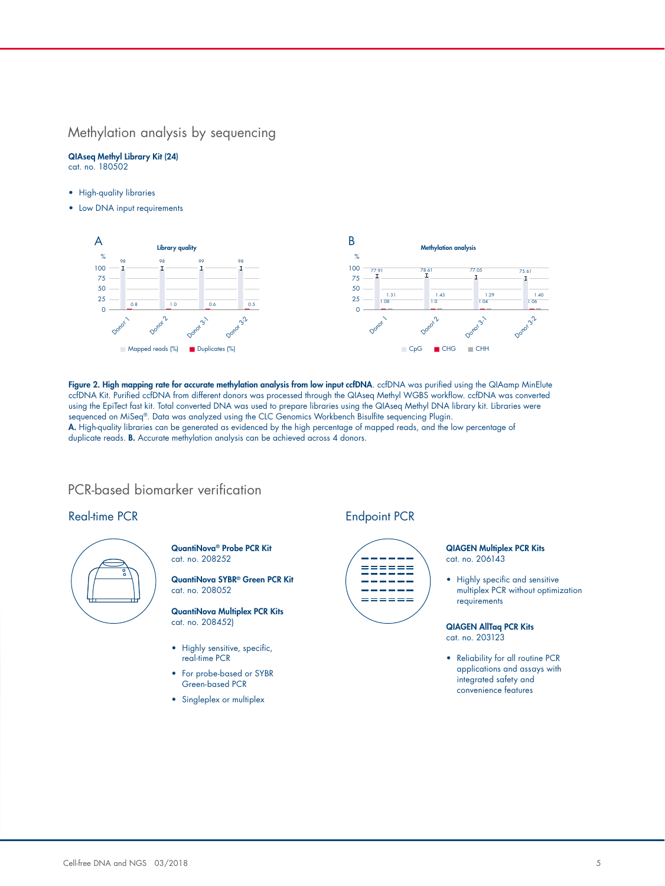## Methylation analysis by sequencing

**QIAseq Methyl Library Kit (24)**
cat. no. 180502

- High-quality libraries
- Low DNA input requirements

A

Library quality

%

100
75
50
25
0

98
0.8
98
1.0
99
0.6
98
0.5

Donor 1
Donor 2
Donor 3-1
Donor 3-2

Mapped reads (%)
Duplicates (%)

B

Methylation analysis

%

100
75
50
25
0

77.91
1.31
1.08
78.61
1.43
1.0
77.05
1.29
1.04
75.61
1.40
1.06

Donor 1
Donor 2
Donor 3-1
Donor 3-2

CpG
CHG
CHH

**Figure 2. High mapping rate for accurate methylation analysis from low input ccfDNA**. ccfDNA was purified using the QIAamp MinElute ccfDNA Kit. Purified ccfDNA from different donors was processed through the QIAseq Methyl WGBS workflow. ccfDNA was converted using the EpiTect fast kit. Total converted DNA was used to prepare libraries using the QIAseq Methyl DNA library kit. Libraries were sequenced on MiSeq®. Data was analyzed using the CLC Genomics Workbench Bisulfite sequencing Plugin.
**A.** High-quality libraries can be generated as evidenced by the high percentage of mapped reads, and the low percentage of duplicate reads. **B.** Accurate methylation analysis can be achieved across 4 donors.

## PCR-based biomarker verification

### Real-time PCR

**QuantiNova® Probe PCR Kit**
cat. no. 208252

**QuantiNova SYBR® Green PCR Kit**
cat. no. 208052

**QuantiNova Multiplex PCR Kits**
cat. no. 208452)

- Highly sensitive, specific, real-time PCR
- For probe-based or SYBR Green-based PCR
- Singleplex or multiplex

### Endpoint PCR

**QIAGEN Multiplex PCR Kits**
cat. no. 206143

- Highly specific and sensitive multiplex PCR without optimization requirements

**QIAGEN AllTaq PCR Kits**
cat. no. 203123

- Reliability for all routine PCR applications and assays with integrated safety and convenience features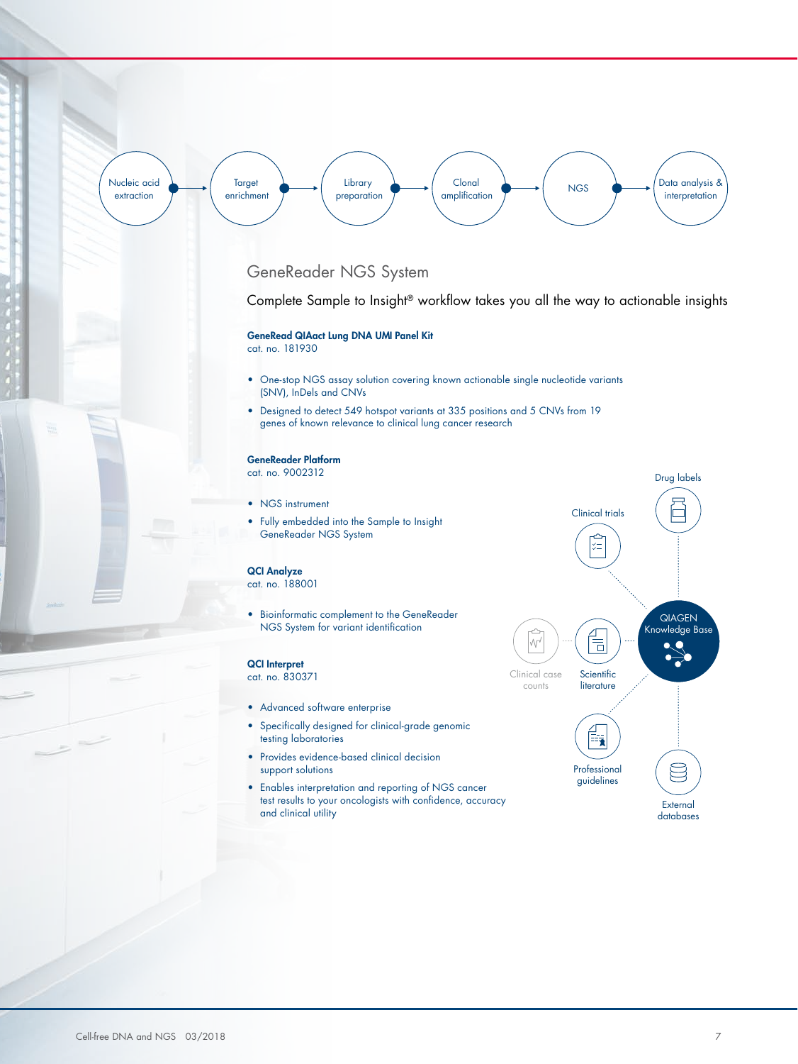Nucleic acid extraction → Target enrichment → Library preparation → Clonal amplification → NGS → Data analysis & interpretation

## GeneReader NGS System

Complete Sample to Insight® workflow takes you all the way to actionable insights

**GeneRead QIAact Lung DNA UMI Panel Kit**
cat. no. 181930

- One-stop NGS assay solution covering known actionable single nucleotide variants (SNV), InDels and CNVs
- Designed to detect 549 hotspot variants at 335 positions and 5 CNVs from 19 genes of known relevance to clinical lung cancer research

**GeneReader Platform**
cat. no. 9002312

- NGS instrument
- Fully embedded into the Sample to Insight GeneReader NGS System

**QCI Analyze**
cat. no. 188001

- Bioinformatic complement to the GeneReader NGS System for variant identification

**QCI Interpret**
cat. no. 830371

- Advanced software enterprise
- Specifically designed for clinical-grade genomic testing laboratories
- Provides evidence-based clinical decision support solutions
- Enables interpretation and reporting of NGS cancer test results to your oncologists with confidence, accuracy and clinical utility

Drug labels

Clinical trials

QIAGEN Knowledge Base

Clinical case counts

Scientific literature

Professional guidelines

External databases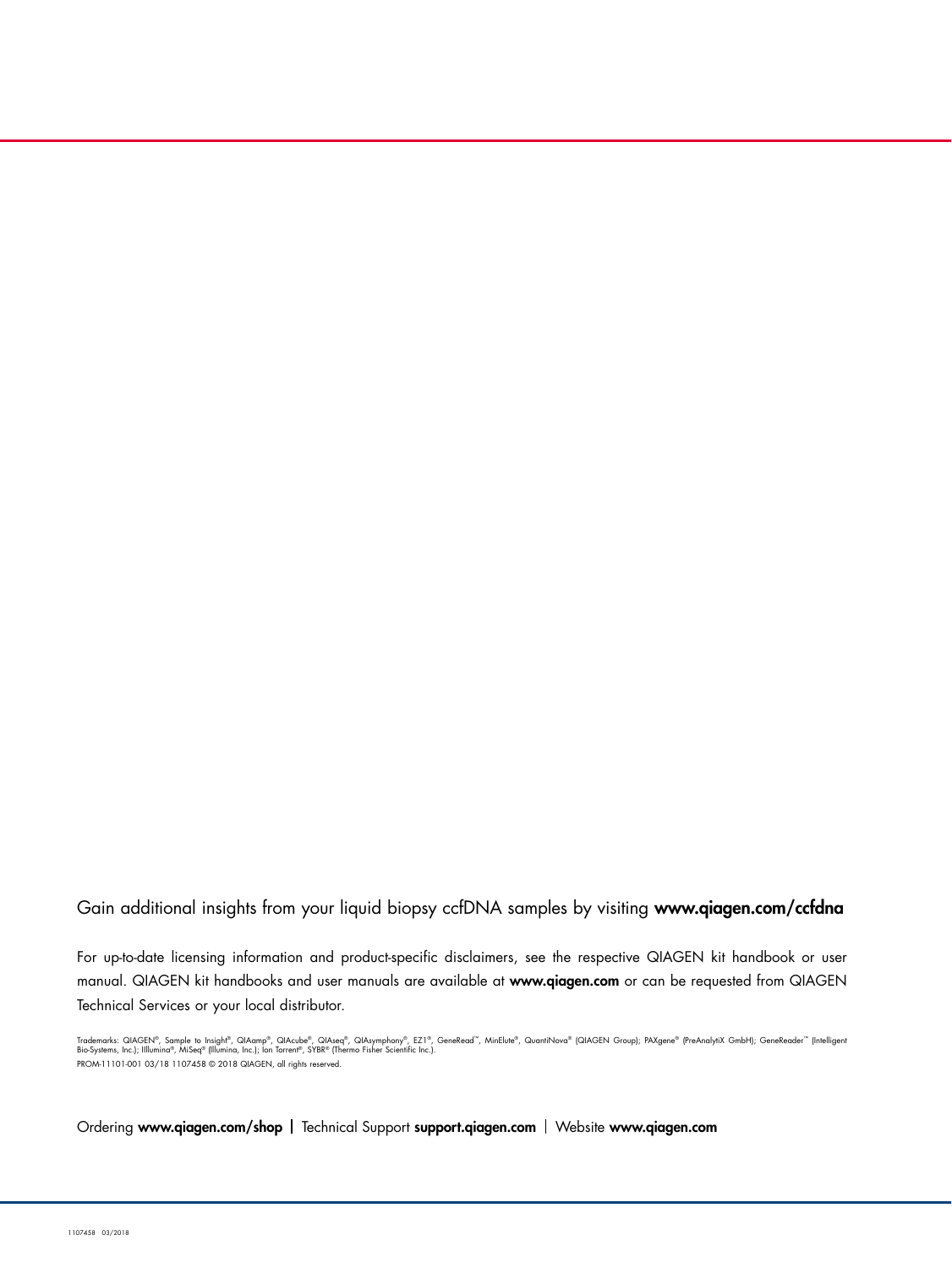Gain additional insights from your liquid biopsy ccfDNA samples by visiting **www.qiagen.com/ccfdna**

For up-to-date licensing information and product-specific disclaimers, see the respective QIAGEN kit handbook or user manual. QIAGEN kit handbooks and user manuals are available at **www.qiagen.com** or can be requested from QIAGEN Technical Services or your local distributor.

Trademarks: QIAGEN®, Sample to Insight®, QIAamp®, QIAcube®, QIAseq®, QIAsymphony®, EZ1®, GeneRead™, MinElute®, QuantiNova® (QIAGEN Group); PAXgene® (PreAnalytiX GmbH); GeneReader™ (Intelligent Bio-Systems, Inc.); Illumina®, MiSeq® (Illumina, Inc.); Ion Torrent®, SYBR® (Thermo Fisher Scientific Inc.).

PROM-11101-001 03/18 1107458 © 2018 QIAGEN, all rights reserved.

Ordering **www.qiagen.com/shop** | Technical Support **support.qiagen.com** | Website **www.qiagen.com**

1107458 03/2018